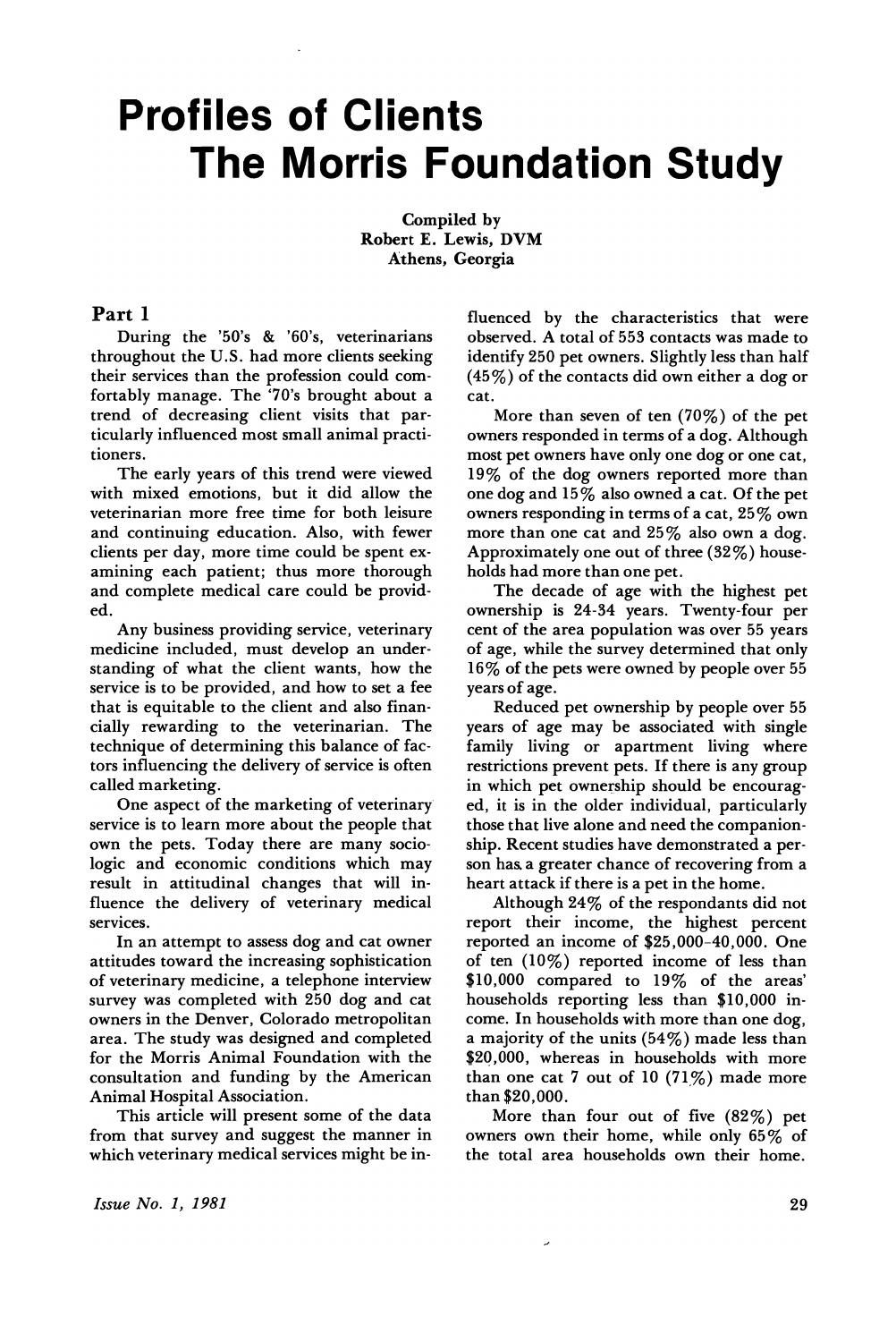# Profiles of Clients
# The Morris Foundation Study

Compiled by
Robert E. Lewis, DVM
Athens, Georgia

## Part 1

During the '50's & '60's, veterinarians throughout the U.S. had more clients seeking their services than the profession could comfortably manage. The '70's brought about a trend of decreasing client visits that particularly influenced most small animal practitioners.

The early years of this trend were viewed with mixed emotions, but it did allow the veterinarian more free time for both leisure and continuing education. Also, with fewer clients per day, more time could be spent examining each patient; thus more thorough and complete medical care could be provided.

Any business providing service, veterinary medicine included, must develop an understanding of what the client wants, how the service is to be provided, and how to set a fee that is equitable to the client and also financially rewarding to the veterinarian. The technique of determining this balance of factors influencing the delivery of service is often called marketing.

One aspect of the marketing of veterinary service is to learn more about the people that own the pets. Today there are many sociologic and economic conditions which may result in attitudinal changes that will influence the delivery of veterinary medical services.

In an attempt to assess dog and cat owner attitudes toward the increasing sophistication of veterinary medicine, a telephone interview survey was completed with 250 dog and cat owners in the Denver, Colorado metropolitan area. The study was designed and completed for the Morris Animal Foundation with the consultation and funding by the American Animal Hospital Association.

This article will present some of the data from that survey and suggest the manner in which veterinary medical services might be influenced by the characteristics that were observed. A total of 553 contacts was made to identify 250 pet owners. Slightly less than half (45%) of the contacts did own either a dog or cat.

More than seven of ten (70%) of the pet owners responded in terms of a dog. Although most pet owners have only one dog or one cat, 19% of the dog owners reported more than one dog and 15% also owned a cat. Of the pet owners responding in terms of a cat, 25% own more than one cat and 25% also own a dog. Approximately one out of three (32%) households had more than one pet.

The decade of age with the highest pet ownership is 24-34 years. Twenty-four per cent of the area population was over 55 years of age, while the survey determined that only 16% of the pets were owned by people over 55 years of age.

Reduced pet ownership by people over 55 years of age may be associated with single family living or apartment living where restrictions prevent pets. If there is any group in which pet ownership should be encouraged, it is in the older individual, particularly those that live alone and need the companionship. Recent studies have demonstrated a person has a greater chance of recovering from a heart attack if there is a pet in the home.

Although 24% of the respondants did not report their income, the highest percent reported an income of $25,000-40,000. One of ten (10%) reported income of less than $10,000 compared to 19% of the areas' households reporting less than $10,000 income. In households with more than one dog, a majority of the units (54%) made less than $20,000, whereas in households with more than one cat 7 out of 10 (71%) made more than $20,000.

More than four out of five (82%) pet owners own their home, while only 65% of the total area households own their home.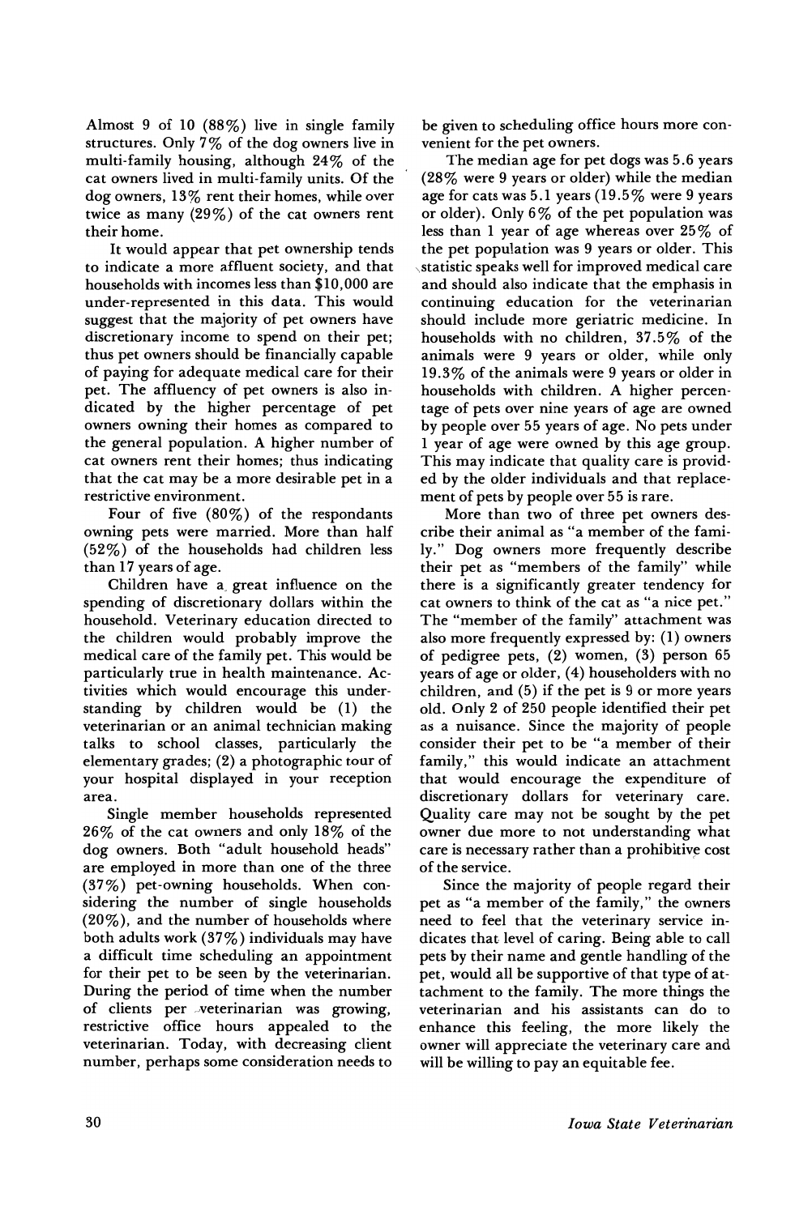Almost 9 of 10 (88%) live in single family structures. Only 7% of the dog owners live in multi-family housing, although 24% of the cat owners lived in multi-family units. Of the dog owners, 13% rent their homes, while over twice as many (29%) of the cat owners rent their home.

It would appear that pet ownership tends to indicate a more affluent society, and that households with incomes less than $10,000 are under-represented in this data. This would suggest that the majority of pet owners have discretionary income to spend on their pet; thus pet owners should be financially capable of paying for adequate medical care for their pet. The affluency of pet owners is also indicated by the higher percentage of pet owners owning their homes as compared to the general population. A higher number of cat owners rent their homes; thus indicating that the cat may be a more desirable pet in a restrictive environment.

Four of five (80%) of the respondants owning pets were married. More than half (52%) of the households had children less than 17 years of age.

Children have a great influence on the spending of discretionary dollars within the household. Veterinary education directed to the children would probably improve the medical care of the family pet. This would be particularly true in health maintenance. Activities which would encourage this understanding by children would be (1) the veterinarian or an animal technician making talks to school classes, particularly the elementary grades; (2) a photographic tour of your hospital displayed in your reception area.

Single member households represented 26% of the cat owners and only 18% of the dog owners. Both "adult household heads" are employed in more than one of the three (37%) pet-owning households. When considering the number of single households (20%), and the number of households where both adults work (37%) individuals may have a difficult time scheduling an appointment for their pet to be seen by the veterinarian. During the period of time when the number of clients per veterinarian was growing, restrictive office hours appealed to the veterinarian. Today, with decreasing client number, perhaps some consideration needs to be given to scheduling office hours more convenient for the pet owners.

The median age for pet dogs was 5.6 years (28% were 9 years or older) while the median age for cats was 5.1 years (19.5% were 9 years or older). Only 6% of the pet population was less than 1 year of age whereas over 25% of the pet population was 9 years or older. This statistic speaks well for improved medical care and should also indicate that the emphasis in continuing education for the veterinarian should include more geriatric medicine. In households with no children, 37.5% of the animals were 9 years or older, while only 19.3% of the animals were 9 years or older in households with children. A higher percentage of pets over nine years of age are owned by people over 55 years of age. No pets under 1 year of age were owned by this age group. This may indicate that quality care is provided by the older individuals and that replacement of pets by people over 55 is rare.

More than two of three pet owners describe their animal as "a member of the family." Dog owners more frequently describe their pet as "members of the family" while there is a significantly greater tendency for cat owners to think of the cat as "a nice pet." The "member of the family" attachment was also more frequently expressed by: (1) owners of pedigree pets, (2) women, (3) person 65 years of age or older, (4) householders with no children, and (5) if the pet is 9 or more years old. Only 2 of 250 people identified their pet as a nuisance. Since the majority of people consider their pet to be "a member of their family," this would indicate an attachment that would encourage the expenditure of discretionary dollars for veterinary care. Quality care may not be sought by the pet owner due more to not understanding what care is necessary rather than a prohibitive cost of the service.

Since the majority of people regard their pet as "a member of the family," the owners need to feel that the veterinary service indicates that level of caring. Being able to call pets by their name and gentle handling of the pet, would all be supportive of that type of attachment to the family. The more things the veterinarian and his assistants can do to enhance this feeling, the more likely the owner will appreciate the veterinary care and will be willing to pay an equitable fee.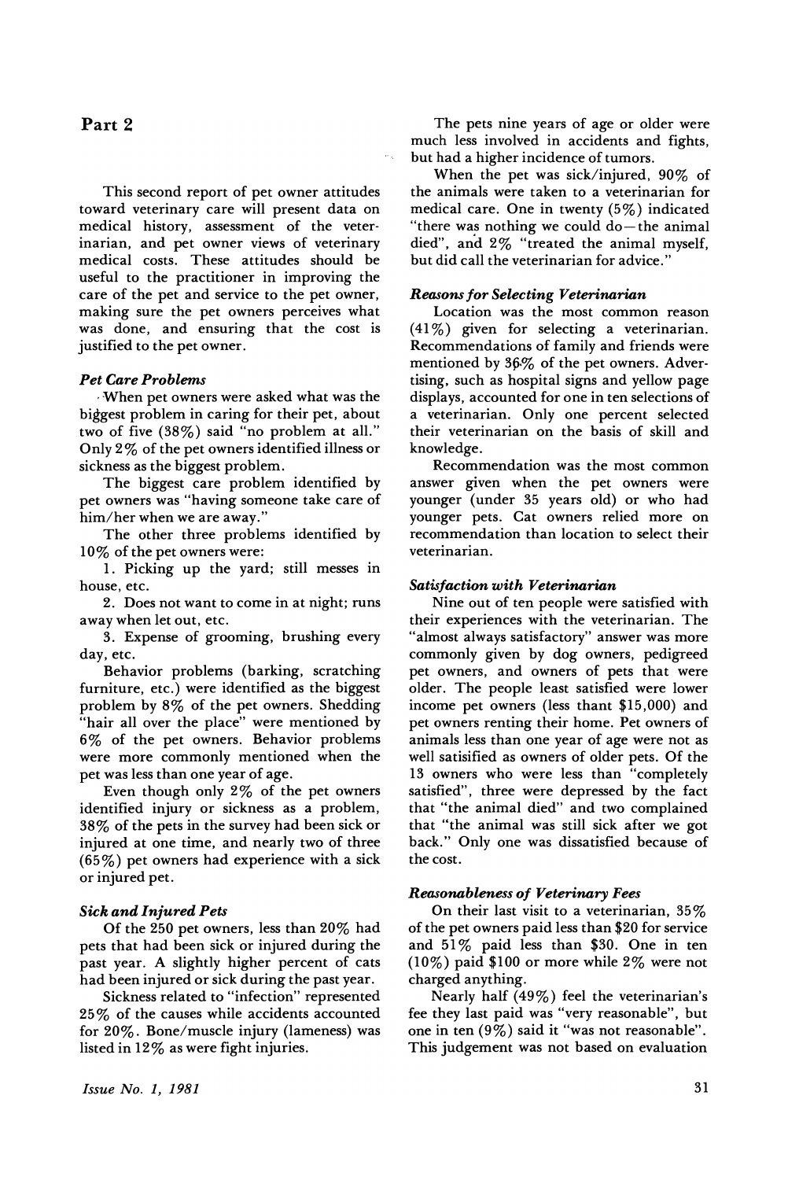## Part 2

This second report of pet owner attitudes toward veterinary care will present data on medical history, assessment of the veterinarian, and pet owner views of veterinary medical costs. These attitudes should be useful to the practitioner in improving the care of the pet and service to the pet owner, making sure the pet owners perceives what was done, and ensuring that the cost is justified to the pet owner.

### *Pet Care Problems*

When pet owners were asked what was the biggest problem in caring for their pet, about two of five (38%) said "no problem at all." Only 2% of the pet owners identified illness or sickness as the biggest problem.

The biggest care problem identified by pet owners was "having someone take care of him/her when we are away."

The other three problems identified by 10% of the pet owners were:

1. Picking up the yard; still messes in house, etc.
2. Does not want to come in at night; runs away when let out, etc.
3. Expense of grooming, brushing every day, etc.

Behavior problems (barking, scratching furniture, etc.) were identified as the biggest problem by 8% of the pet owners. Shedding "hair all over the place" were mentioned by 6% of the pet owners. Behavior problems were more commonly mentioned when the pet was less than one year of age.

Even though only 2% of the pet owners identified injury or sickness as a problem, 38% of the pets in the survey had been sick or injured at one time, and nearly two of three (65%) pet owners had experience with a sick or injured pet.

### *Sick and Injured Pets*

Of the 250 pet owners, less than 20% had pets that had been sick or injured during the past year. A slightly higher percent of cats had been injured or sick during the past year.

Sickness related to "infection" represented 25% of the causes while accidents accounted for 20%. Bone/muscle injury (lameness) was listed in 12% as were fight injuries.

The pets nine years of age or older were much less involved in accidents and fights, but had a higher incidence of tumors.

When the pet was sick/injured, 90% of the animals were taken to a veterinarian for medical care. One in twenty (5%) indicated "there was nothing we could do—the animal died", and 2% "treated the animal myself, but did call the veterinarian for advice."

### *Reasons for Selecting Veterinarian*

Location was the most common reason (41%) given for selecting a veterinarian. Recommendations of family and friends were mentioned by 36% of the pet owners. Advertising, such as hospital signs and yellow page displays, accounted for one in ten selections of a veterinarian. Only one percent selected their veterinarian on the basis of skill and knowledge.

Recommendation was the most common answer given when the pet owners were younger (under 35 years old) or who had younger pets. Cat owners relied more on recommendation than location to select their veterinarian.

### *Satisfaction with Veterinarian*

Nine out of ten people were satisfied with their experiences with the veterinarian. The "almost always satisfactory" answer was more commonly given by dog owners, pedigreed pet owners, and owners of pets that were older. The people least satisfied were lower income pet owners (less thant $15,000) and pet owners renting their home. Pet owners of animals less than one year of age were not as well satisified as owners of older pets. Of the 13 owners who were less than "completely satisfied", three were depressed by the fact that "the animal died" and two complained that "the animal was still sick after we got back." Only one was dissatisfied because of the cost.

### *Reasonableness of Veterinary Fees*

On their last visit to a veterinarian, 35% of the pet owners paid less than $20 for service and 51% paid less than $30. One in ten (10%) paid $100 or more while 2% were not charged anything.

Nearly half (49%) feel the veterinarian's fee they last paid was "very reasonable", but one in ten (9%) said it "was not reasonable". This judgement was not based on evaluation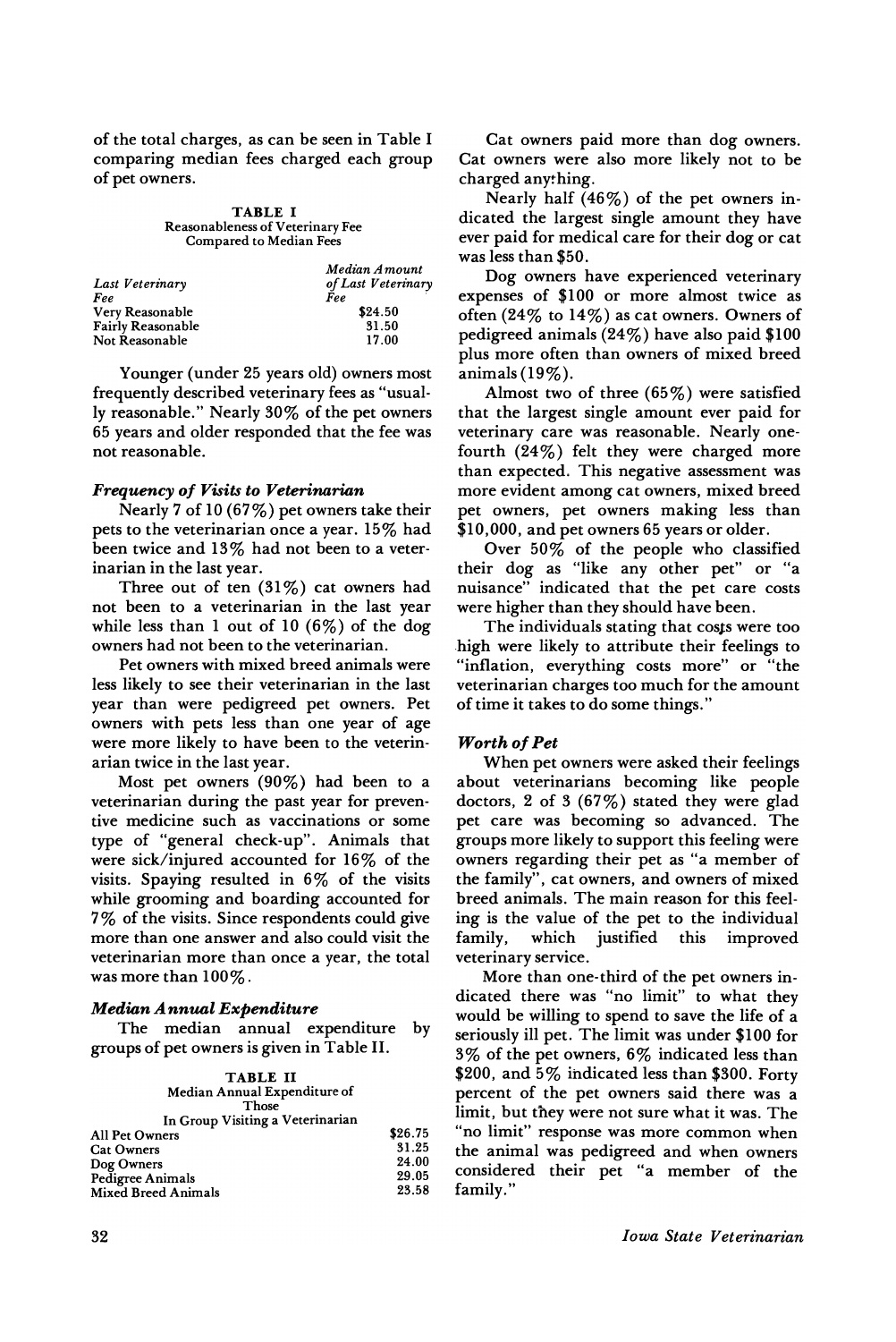of the total charges, as can be seen in Table I comparing median fees charged each group of pet owners.

**TABLE I**
Reasonableness of Veterinary Fee
Compared to Median Fees

| *Last Veterinary Fee* | *Median Amount of Last Veterinary Fee* |
|---|---|
| Very Reasonable | $24.50 |
| Fairly Reasonable | 31.50 |
| Not Reasonable | 17.00 |

Younger (under 25 years old) owners most frequently described veterinary fees as "usually reasonable." Nearly 30% of the pet owners 65 years and older responded that the fee was not reasonable.

### *Frequency of Visits to Veterinarian*

Nearly 7 of 10 (67%) pet owners take their pets to the veterinarian once a year. 15% had been twice and 13% had not been to a veterinarian in the last year.

Three out of ten (31%) cat owners had not been to a veterinarian in the last year while less than 1 out of 10 (6%) of the dog owners had not been to the veterinarian.

Pet owners with mixed breed animals were less likely to see their veterinarian in the last year than were pedigreed pet owners. Pet owners with pets less than one year of age were more likely to have been to the veterinarian twice in the last year.

Most pet owners (90%) had been to a veterinarian during the past year for preventive medicine such as vaccinations or some type of "general check-up". Animals that were sick/injured accounted for 16% of the visits. Spaying resulted in 6% of the visits while grooming and boarding accounted for 7% of the visits. Since respondents could give more than one answer and also could visit the veterinarian more than once a year, the total was more than 100%.

### *Median Annual Expenditure*

The median annual expenditure by groups of pet owners is given in Table II.

**TABLE II**
Median Annual Expenditure of Those
In Group Visiting a Veterinarian

| | |
|---|---|
| All Pet Owners | $26.75 |
| Cat Owners | 31.25 |
| Dog Owners | 24.00 |
| Pedigree Animals | 29.05 |
| Mixed Breed Animals | 23.58 |

Cat owners paid more than dog owners. Cat owners were also more likely not to be charged anything.

Nearly half (46%) of the pet owners indicated the largest single amount they have ever paid for medical care for their dog or cat was less than $50.

Dog owners have experienced veterinary expenses of $100 or more almost twice as often (24% to 14%) as cat owners. Owners of pedigreed animals (24%) have also paid $100 plus more often than owners of mixed breed animals (19%).

Almost two of three (65%) were satisfied that the largest single amount ever paid for veterinary care was reasonable. Nearly one-fourth (24%) felt they were charged more than expected. This negative assessment was more evident among cat owners, mixed breed pet owners, pet owners making less than $10,000, and pet owners 65 years or older.

Over 50% of the people who classified their dog as "like any other pet" or "a nuisance" indicated that the pet care costs were higher than they should have been.

The individuals stating that costs were too high were likely to attribute their feelings to "inflation, everything costs more" or "the veterinarian charges too much for the amount of time it takes to do some things."

### *Worth of Pet*

When pet owners were asked their feelings about veterinarians becoming like people doctors, 2 of 3 (67%) stated they were glad pet care was becoming so advanced. The groups more likely to support this feeling were owners regarding their pet as "a member of the family", cat owners, and owners of mixed breed animals. The main reason for this feeling is the value of the pet to the individual family, which justified this improved veterinary service.

More than one-third of the pet owners indicated there was "no limit" to what they would be willing to spend to save the life of a seriously ill pet. The limit was under $100 for 3% of the pet owners, 6% indicated less than $200, and 5% indicated less than $300. Forty percent of the pet owners said there was a limit, but they were not sure what it was. The "no limit" response was more common when the animal was pedigreed and when owners considered their pet "a member of the family."